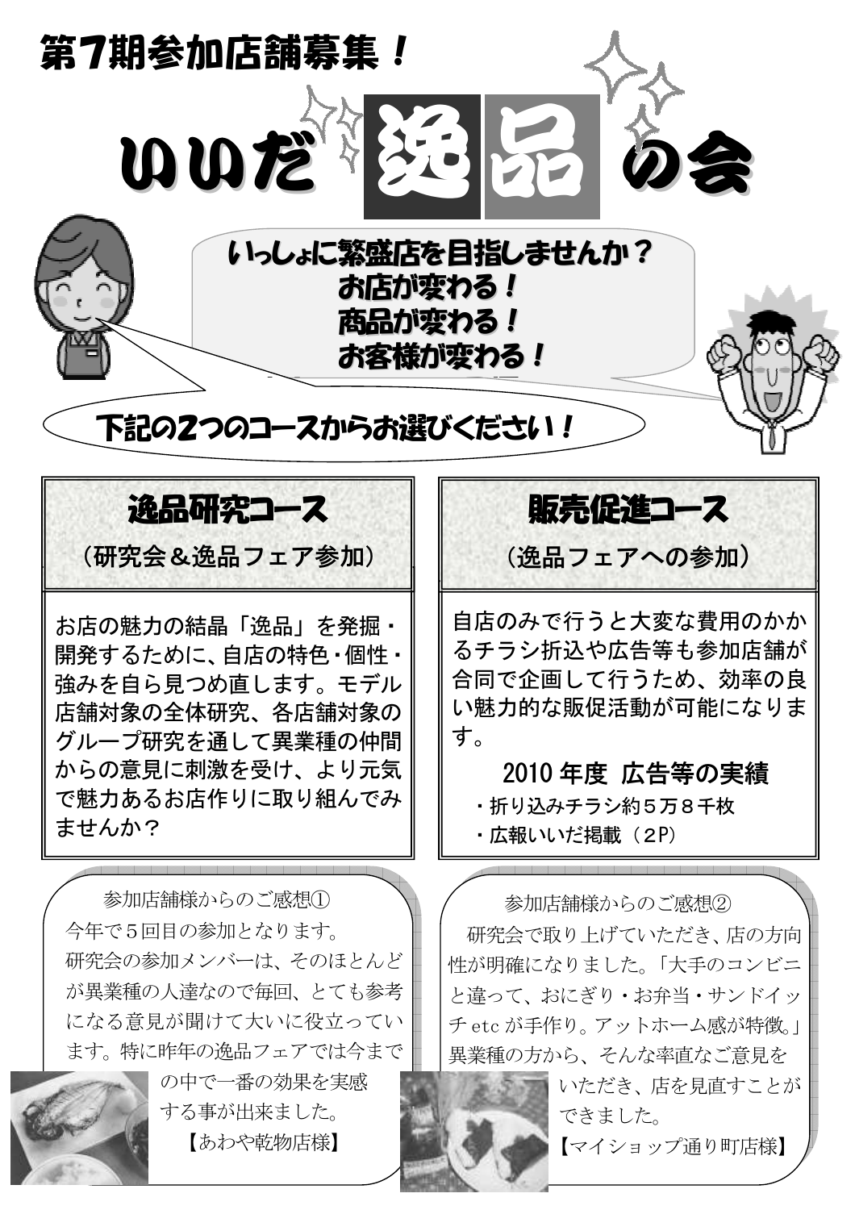# 第7期参加店舗募集！

# いいだ逸品の会

いっしょに繁盛店を目指しませんか？
お店が変わる！
商品が変わる！
お客様が変わる！

下記の2つのコースからお選びください！

## 逸品研究コース

（研究会＆逸品フェア参加）

お店の魅力の結晶「逸品」を発掘・開発するために、自店の特色・個性・強みを自ら見つめ直します。モデル店舗対象の全体研究、各店舗対象のグループ研究を通して異業種の仲間からの意見に刺激を受け、より元気で魅力あるお店作りに取り組んでみませんか？

## 販売促進コース

（逸品フェアへの参加）

自店のみで行うと大変な費用のかかるチラシ折込や広告等も参加店舗が合同で企画して行うため、効率の良い魅力的な販促活動が可能になります。

**2010年度 広告等の実績**

- 折り込みチラシ約５万８千枚
- 広報いいだ掲載（２P）

### 参加店舗様からのご感想①

今年で５回目の参加となります。
研究会の参加メンバーは、そのほとんどが異業種の人達なので毎回、とても参考になる意見が聞けて大いに役立っています。特に昨年の逸品フェアでは今までの中で一番の効果を実感する事が出来ました。

【あわや乾物店様】

### 参加店舗様からのご感想②

研究会で取り上げていただき、店の方向性が明確になりました。「大手のコンビニと違って、おにぎり・お弁当・サンドイッチetcが手作り。アットホーム感が特徴。」異業種の方から、そんな率直なご意見をいただき、店を見直すことができました。

【マイショップ通り町店様】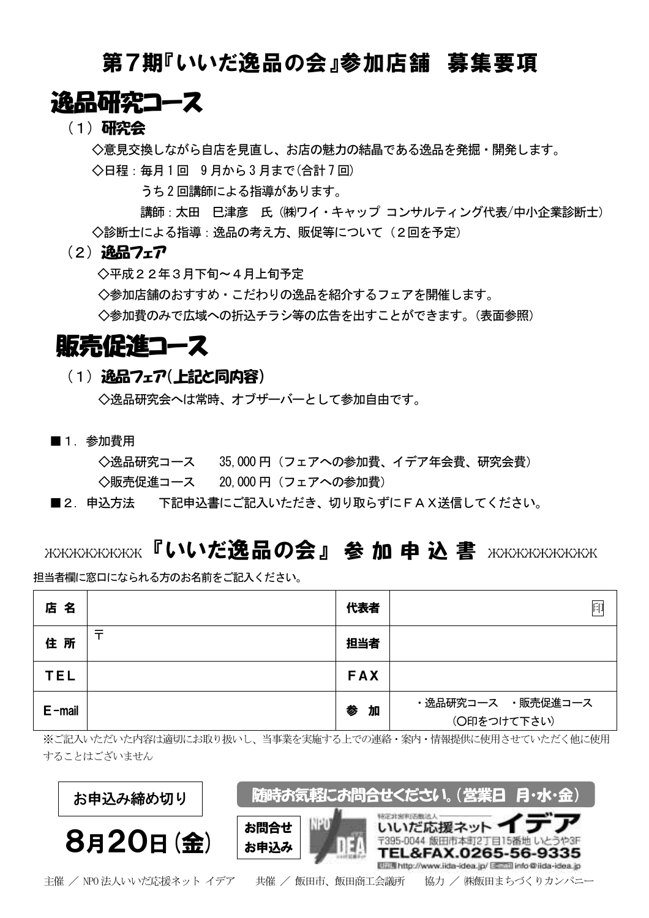# 第７期『いいだ逸品の会』参加店舗　募集要項

## 逸品研究コース

### （1）研究会

◇意見交換しながら自店を見直し、お店の魅力の結晶である逸品を発掘・開発します。

◇日程：毎月１回　９月から３月まで（合計７回）
　うち２回講師による指導があります。
　講師：太田　巳津彦　氏（㈱ワイ・キャップ コンサルティング代表/中小企業診断士）

◇診断士による指導：逸品の考え方、販促等について（２回を予定）

### （2）逸品フェア

◇平成２２年３月下旬～４月上旬予定

◇参加店舗のおすすめ・こだわりの逸品を紹介するフェアを開催します。

◇参加費のみで広域への折込チラシ等の広告を出すことができます。（表面参照）

## 販売促進コース

### （1）逸品フェア（上記と同内容）

◇逸品研究会へは常時、オブザーバーとして参加自由です。

■１．参加費用

◇逸品研究コース　　35,000 円（フェアへの参加費、イデア年会費、研究会費）

◇販売促進コース　　20,000 円（フェアへの参加費）

■２．申込方法　　下記申込書にご記入いただき、切り取らずにＦＡＸ送信してください。

ЖЖЖЖЖЖЖЖЖ **『いいだ逸品の会』 参 加 申 込 書** ЖЖЖЖЖЖЖЖЖЖ

担当者欄に窓口になられる方のお名前をご記入ください。

| | | | |
|---|---|---|---|
| 店 名 | | 代表者 | 印 |
| 住 所 | 〒 | 担当者 | |
| TEL | | FAX | |
| E-mail | | 参 加 | ・逸品研究コース　・販売促進コース<br>（○印をつけて下さい） |

※ご記入いただいた内容は適切にお取り扱いし、当事業を実施する上での連絡・案内・情報提供に使用させていただく他に使用することはございません

お申込み締め切り

**8月20日（金）**

随時お気軽にお問合せください。（営業日　月・水・金）

お問合せ
お申込み

特定非営利活動法人
いいだ応援ネット イデア
〒395-0044 飯田市本町2丁目15番地 いとうや3F
TEL&FAX.0265-56-9335
URL http://www.iida-idea.jp/ E-mail info@iida-idea.jp

主催 ／ NPO 法人いいだ応援ネット イデア　　共催 ／ 飯田市、飯田商工会議所　　協力 ／ ㈱飯田まちづくりカンパニー